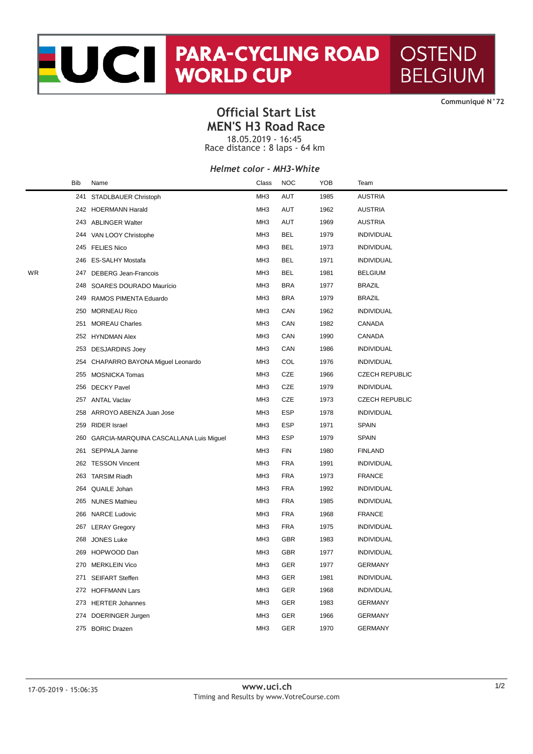# UCI PARA-CYCLING ROAD WORLD CUP OSTEND BELGIUM

Communiqué N°72

## Official Start List
## MEN'S H3 Road Race

18.05.2019 - 16:45
Race distance : 8 laps - 64 km

*Helmet color - MH3-White*

| | Bib | Name | Class | NOC | YOB | Team |
|---|---|---|---|---|---|---|
| | 241 | STADLBAUER Christoph | MH3 | AUT | 1985 | AUSTRIA |
| | 242 | HOERMANN Harald | MH3 | AUT | 1962 | AUSTRIA |
| | 243 | ABLINGER Walter | MH3 | AUT | 1969 | AUSTRIA |
| | 244 | VAN LOOY Christophe | MH3 | BEL | 1979 | INDIVIDUAL |
| | 245 | FELIES Nico | MH3 | BEL | 1973 | INDIVIDUAL |
| | 246 | ES-SALHY Mostafa | MH3 | BEL | 1971 | INDIVIDUAL |
| WR | 247 | DEBERG Jean-Francois | MH3 | BEL | 1981 | BELGIUM |
| | 248 | SOARES DOURADO Maurício | MH3 | BRA | 1977 | BRAZIL |
| | 249 | RAMOS PIMENTA Eduardo | MH3 | BRA | 1979 | BRAZIL |
| | 250 | MORNEAU Rico | MH3 | CAN | 1962 | INDIVIDUAL |
| | 251 | MOREAU Charles | MH3 | CAN | 1982 | CANADA |
| | 252 | HYNDMAN Alex | MH3 | CAN | 1990 | CANADA |
| | 253 | DESJARDINS Joey | MH3 | CAN | 1986 | INDIVIDUAL |
| | 254 | CHAPARRO BAYONA Miguel Leonardo | MH3 | COL | 1976 | INDIVIDUAL |
| | 255 | MOSNICKA Tomas | MH3 | CZE | 1966 | CZECH REPUBLIC |
| | 256 | DECKY Pavel | MH3 | CZE | 1979 | INDIVIDUAL |
| | 257 | ANTAL Vaclav | MH3 | CZE | 1973 | CZECH REPUBLIC |
| | 258 | ARROYO ABENZA Juan Jose | MH3 | ESP | 1978 | INDIVIDUAL |
| | 259 | RIDER Israel | MH3 | ESP | 1971 | SPAIN |
| | 260 | GARCIA-MARQUINA CASCALLANA Luis Miguel | MH3 | ESP | 1979 | SPAIN |
| | 261 | SEPPALA Janne | MH3 | FIN | 1980 | FINLAND |
| | 262 | TESSON Vincent | MH3 | FRA | 1991 | INDIVIDUAL |
| | 263 | TARSIM Riadh | MH3 | FRA | 1973 | FRANCE |
| | 264 | QUAILE Johan | MH3 | FRA | 1992 | INDIVIDUAL |
| | 265 | NUNES Mathieu | MH3 | FRA | 1985 | INDIVIDUAL |
| | 266 | NARCE Ludovic | MH3 | FRA | 1968 | FRANCE |
| | 267 | LERAY Gregory | MH3 | FRA | 1975 | INDIVIDUAL |
| | 268 | JONES Luke | MH3 | GBR | 1983 | INDIVIDUAL |
| | 269 | HOPWOOD Dan | MH3 | GBR | 1977 | INDIVIDUAL |
| | 270 | MERKLEIN Vico | MH3 | GER | 1977 | GERMANY |
| | 271 | SEIFART Steffen | MH3 | GER | 1981 | INDIVIDUAL |
| | 272 | HOFFMANN Lars | MH3 | GER | 1968 | INDIVIDUAL |
| | 273 | HERTER Johannes | MH3 | GER | 1983 | GERMANY |
| | 274 | DOERINGER Jurgen | MH3 | GER | 1966 | GERMANY |
| | 275 | BORIC Drazen | MH3 | GER | 1970 | GERMANY |

17-05-2019 - 15:06:35

www.uci.ch
Timing and Results by www.VotreCourse.com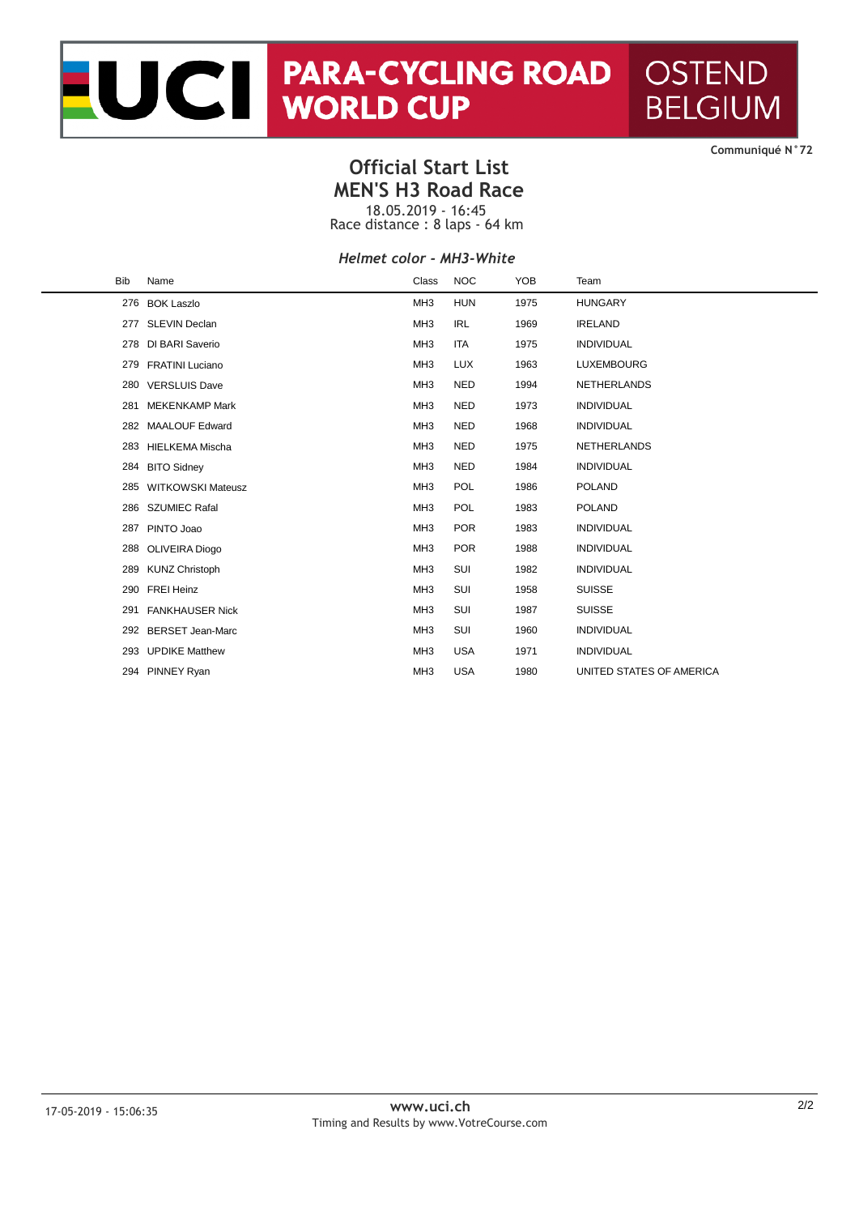UCI PARA-CYCLING ROAD WORLD CUP OSTEND BELGIUM

Communiqué N°72

# Official Start List
## MEN'S H3 Road Race

18.05.2019 - 16:45
Race distance : 8 laps - 64 km

*Helmet color - MH3-White*

| Bib | Name | Class | NOC | YOB | Team |
|---|---|---|---|---|---|
| 276 | BOK Laszlo | MH3 | HUN | 1975 | HUNGARY |
| 277 | SLEVIN Declan | MH3 | IRL | 1969 | IRELAND |
| 278 | DI BARI Saverio | MH3 | ITA | 1975 | INDIVIDUAL |
| 279 | FRATINI Luciano | MH3 | LUX | 1963 | LUXEMBOURG |
| 280 | VERSLUIS Dave | MH3 | NED | 1994 | NETHERLANDS |
| 281 | MEKENKAMP Mark | MH3 | NED | 1973 | INDIVIDUAL |
| 282 | MAALOUF Edward | MH3 | NED | 1968 | INDIVIDUAL |
| 283 | HIELKEMA Mischa | MH3 | NED | 1975 | NETHERLANDS |
| 284 | BITO Sidney | MH3 | NED | 1984 | INDIVIDUAL |
| 285 | WITKOWSKI Mateusz | MH3 | POL | 1986 | POLAND |
| 286 | SZUMIEC Rafal | MH3 | POL | 1983 | POLAND |
| 287 | PINTO Joao | MH3 | POR | 1983 | INDIVIDUAL |
| 288 | OLIVEIRA Diogo | MH3 | POR | 1988 | INDIVIDUAL |
| 289 | KUNZ Christoph | MH3 | SUI | 1982 | INDIVIDUAL |
| 290 | FREI Heinz | MH3 | SUI | 1958 | SUISSE |
| 291 | FANKHAUSER Nick | MH3 | SUI | 1987 | SUISSE |
| 292 | BERSET Jean-Marc | MH3 | SUI | 1960 | INDIVIDUAL |
| 293 | UPDIKE Matthew | MH3 | USA | 1971 | INDIVIDUAL |
| 294 | PINNEY Ryan | MH3 | USA | 1980 | UNITED STATES OF AMERICA |

17-05-2019 - 15:06:35

www.uci.ch
Timing and Results by www.VotreCourse.com